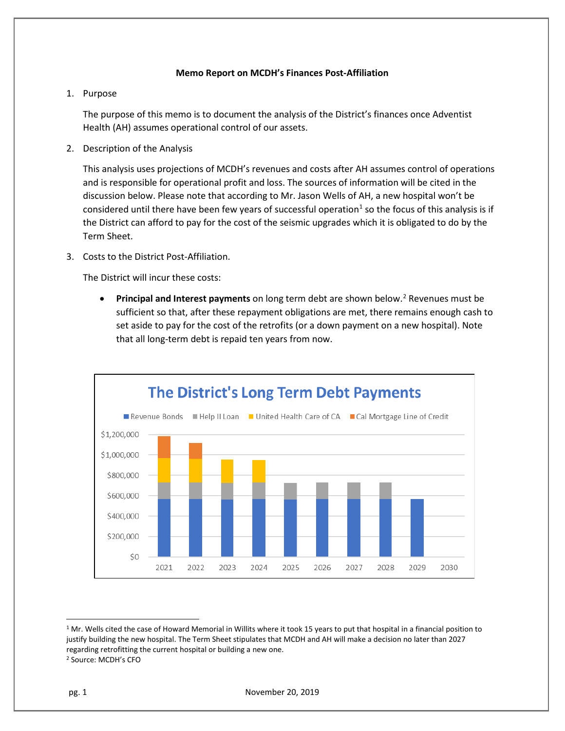**Memo Report on MCDH's Finances Post-Affiliation**

1. Purpose

   The purpose of this memo is to document the analysis of the District's finances once Adventist Health (AH) assumes operational control of our assets.

2. Description of the Analysis

   This analysis uses projections of MCDH's revenues and costs after AH assumes control of operations and is responsible for operational profit and loss. The sources of information will be cited in the discussion below. Please note that according to Mr. Jason Wells of AH, a new hospital won't be considered until there have been few years of successful operation[1] so the focus of this analysis is if the District can afford to pay for the cost of the seismic upgrades which it is obligated to do by the Term Sheet.

3. Costs to the District Post-Affiliation.

   The District will incur these costs:

   - **Principal and Interest payments** on long term debt are shown below.[2] Revenues must be sufficient so that, after these repayment obligations are met, there remains enough cash to set aside to pay for the cost of the retrofits (or a down payment on a new hospital). Note that all long-term debt is repaid ten years from now.

**The District's Long Term Debt Payments**

Legend: Revenue Bonds, Help II Loan, United Health Care of CA, Cal Mortgage Line of Credit

Y-axis: $0 – $1,200,000; X-axis: 2021 – 2030

---

[1] Mr. Wells cited the case of Howard Memorial in Willits where it took 15 years to put that hospital in a financial position to justify building the new hospital. The Term Sheet stipulates that MCDH and AH will make a decision no later than 2027 regarding retrofitting the current hospital or building a new one.

[2] Source: MCDH's CFO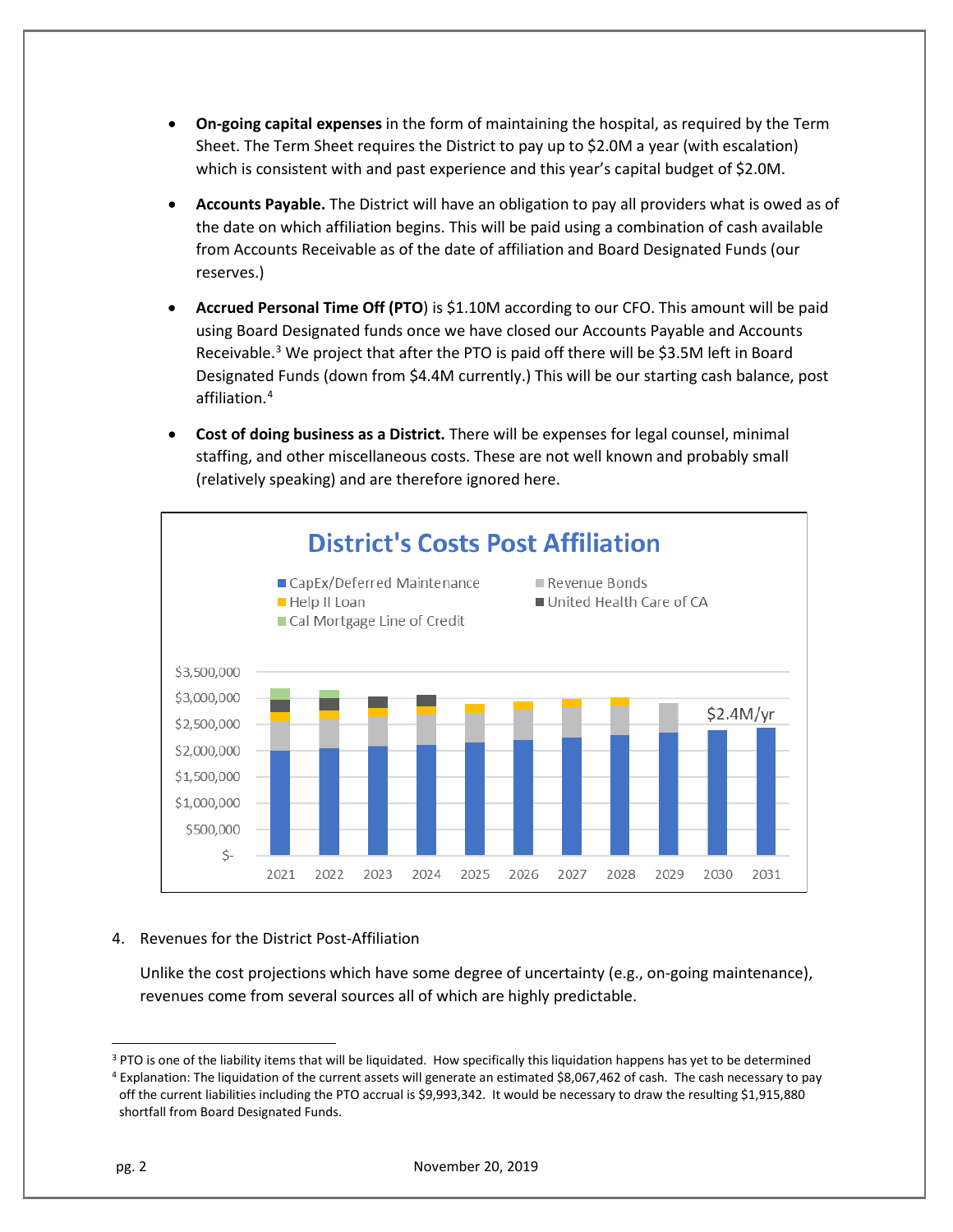- **On-going capital expenses** in the form of maintaining the hospital, as required by the Term Sheet. The Term Sheet requires the District to pay up to $2.0M a year (with escalation) which is consistent with and past experience and this year's capital budget of $2.0M.

- **Accounts Payable.** The District will have an obligation to pay all providers what is owed as of the date on which affiliation begins. This will be paid using a combination of cash available from Accounts Receivable as of the date of affiliation and Board Designated Funds (our reserves.)

- **Accrued Personal Time Off (PTO)** is $1.10M according to our CFO. This amount will be paid using Board Designated funds once we have closed our Accounts Payable and Accounts Receivable.[3] We project that after the PTO is paid off there will be $3.5M left in Board Designated Funds (down from $4.4M currently.) This will be our starting cash balance, post affiliation.[4]

- **Cost of doing business as a District.** There will be expenses for legal counsel, minimal staffing, and other miscellaneous costs. These are not well known and probably small (relatively speaking) and are therefore ignored here.

**District's Costs Post Affiliation**

Legend: CapEx/Deferred Maintenance; Revenue Bonds; Help II Loan; United Health Care of CA; Cal Mortgage Line of Credit

Y-axis: $- to $3,500,000. X-axis: 2021–2031. Annotation: $2.4M/yr

4. Revenues for the District Post-Affiliation

   Unlike the cost projections which have some degree of uncertainty (e.g., on-going maintenance), revenues come from several sources all of which are highly predictable.

---

[3] PTO is one of the liability items that will be liquidated. How specifically this liquidation happens has yet to be determined

[4] Explanation: The liquidation of the current assets will generate an estimated $8,067,462 of cash. The cash necessary to pay off the current liabilities including the PTO accrual is $9,993,342. It would be necessary to draw the resulting $1,915,880 shortfall from Board Designated Funds.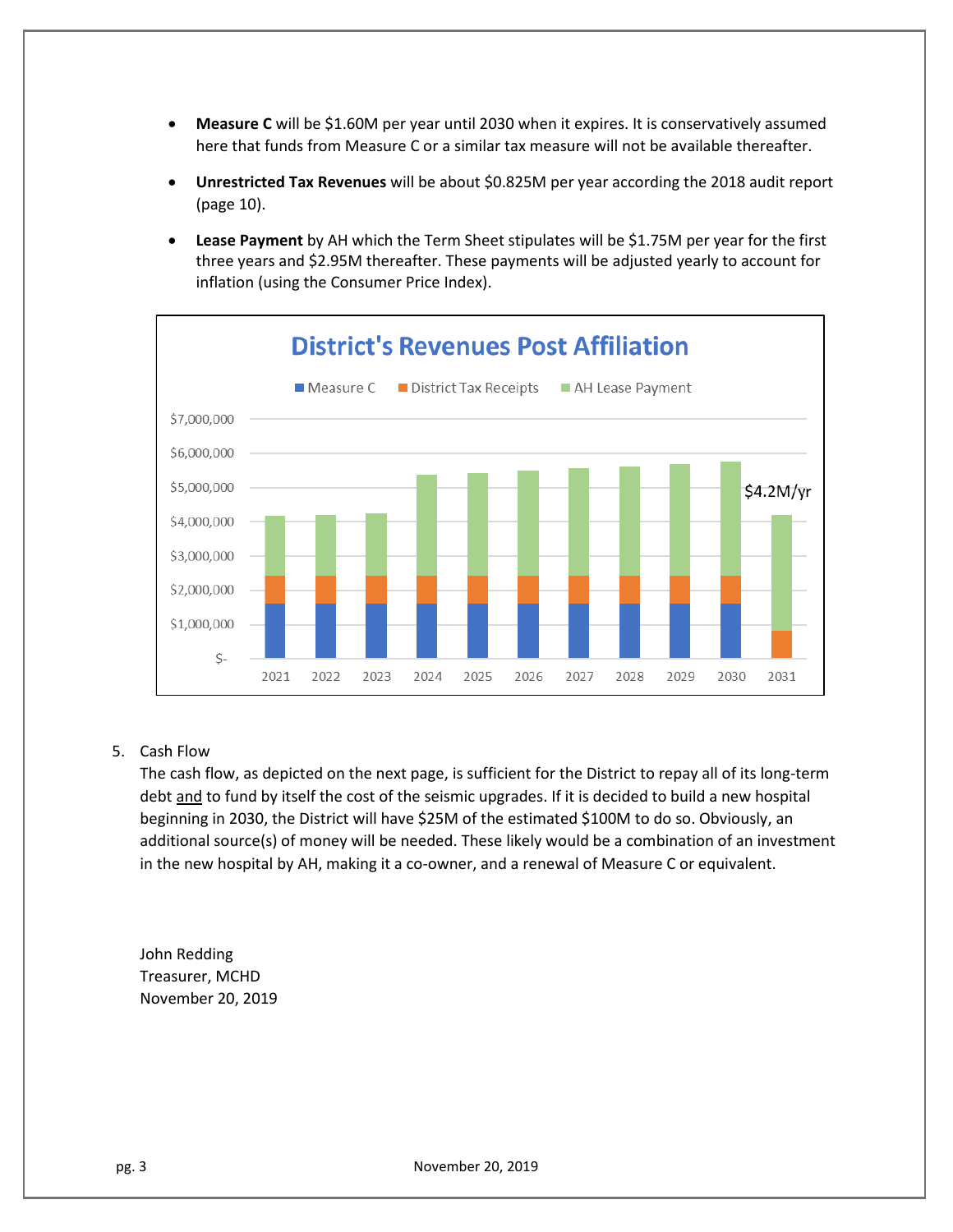- **Measure C** will be \$1.60M per year until 2030 when it expires. It is conservatively assumed here that funds from Measure C or a similar tax measure will not be available thereafter.

- **Unrestricted Tax Revenues** will be about \$0.825M per year according the 2018 audit report (page 10).

- **Lease Payment** by AH which the Term Sheet stipulates will be \$1.75M per year for the first three years and \$2.95M thereafter. These payments will be adjusted yearly to account for inflation (using the Consumer Price Index).

5. Cash Flow

   The cash flow, as depicted on the next page, is sufficient for the District to repay all of its long-term debt <u>and</u> to fund by itself the cost of the seismic upgrades. If it is decided to build a new hospital beginning in 2030, the District will have \$25M of the estimated \$100M to do so. Obviously, an additional source(s) of money will be needed. These likely would be a combination of an investment in the new hospital by AH, making it a co-owner, and a renewal of Measure C or equivalent.

John Redding
Treasurer, MCHD
November 20, 2019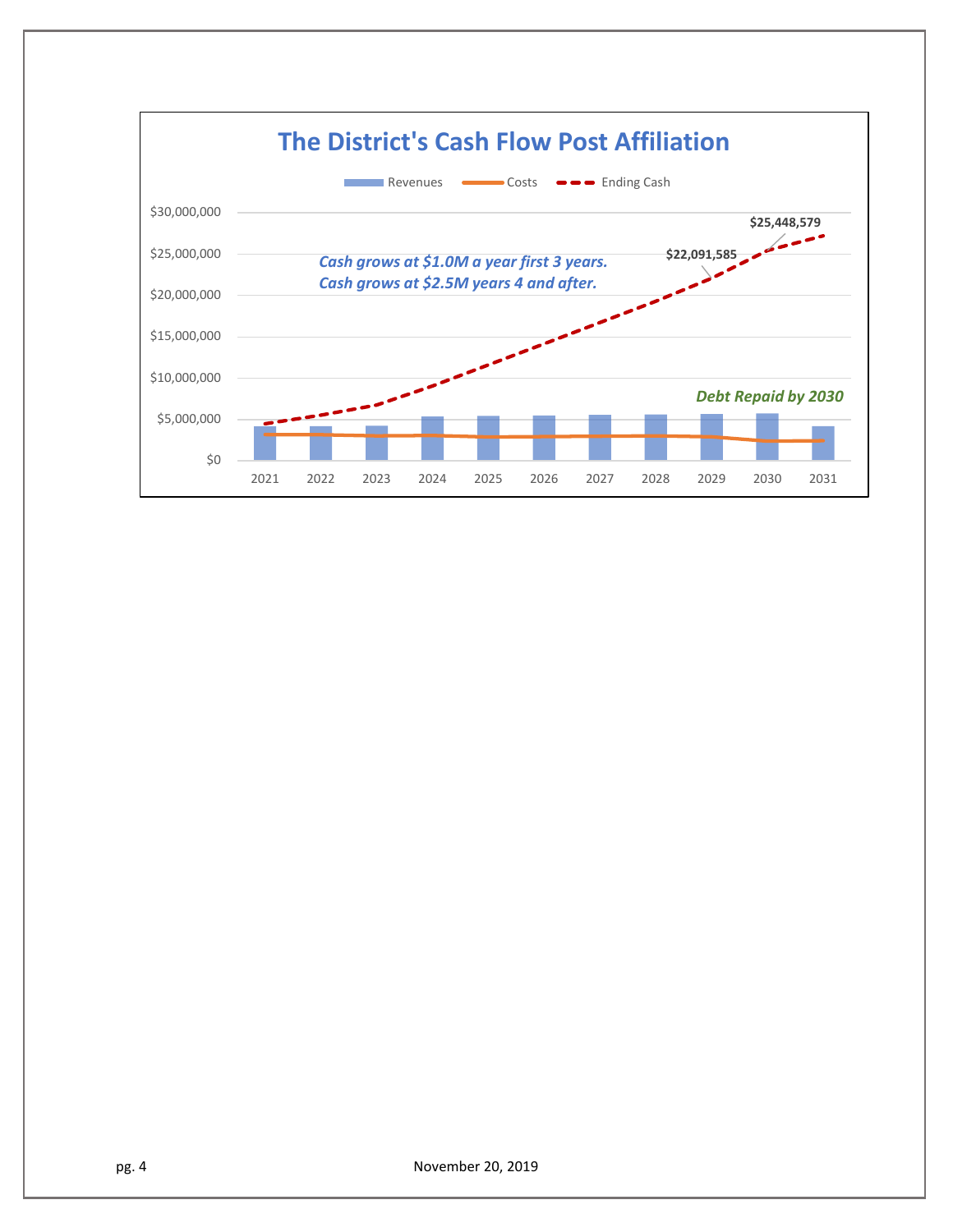The District's Cash Flow Post Affiliation

Revenues
Costs
Ending Cash

$30,000,000
$25,000,000
$20,000,000
$15,000,000
$10,000,000
$5,000,000
$0

2021
2022
2023
2024
2025
2026
2027
2028
2029
2030
2031

*Cash grows at $1.0M a year first 3 years.*
*Cash grows at $2.5M years 4 and after.*

$22,091,585
$25,448,579

*Debt Repaid by 2030*